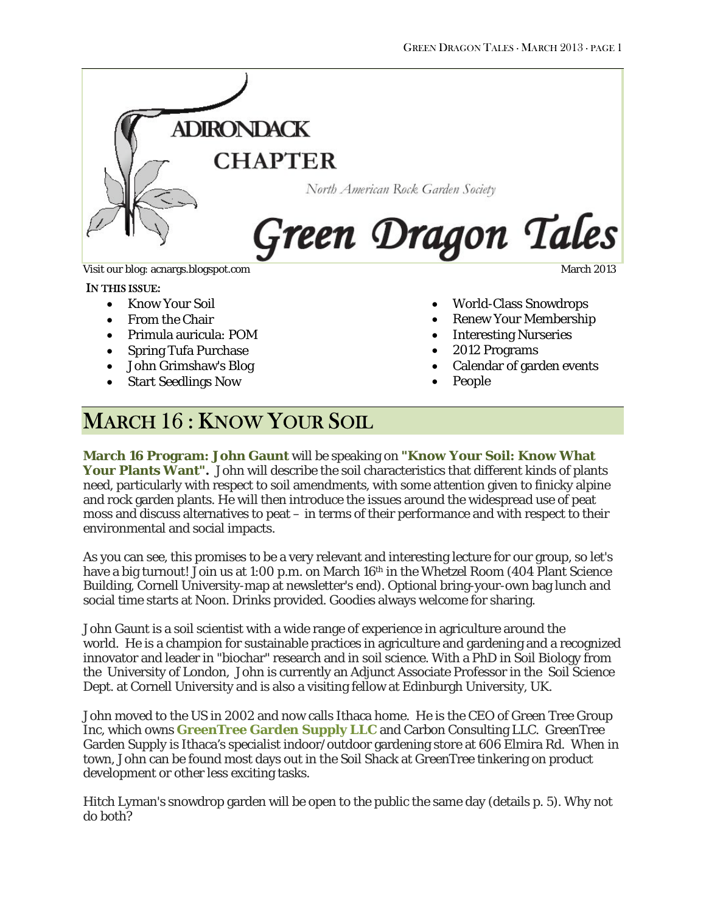ADIRONDACK CHAPTER

North American Rock Garden Society

# Green Dragon Tales

Visit our blog: acnargs.blogspot.com

March 2013

**IN THIS ISSUE:**

- Know Your Soil
- From the Chair
- Primula auricula: POM
- Spring Tufa Purchase
- John Grimshaw's Blog
- Start Seedlings Now
- World-Class Snowdrops
- Renew Your Membership
- Interesting Nurseries
- 2012 Programs
- Calendar of garden events
- People

## MARCH 16 : KNOW YOUR SOIL

**March 16 Program: John Gaunt** will be speaking on **"Know Your Soil: Know What Your Plants Want".** John will describe the soil characteristics that different kinds of plants need, particularly with respect to soil amendments, with some attention given to finicky alpine and rock garden plants. He will then introduce the issues around the widespread use of peat moss and discuss alternatives to peat – in terms of their performance and with respect to their environmental and social impacts.

As you can see, this promises to be a very relevant and interesting lecture for our group, so let's have a big turnout! Join us at 1:00 p.m. on March 16th in the Whetzel Room (404 Plant Science Building, Cornell University-map at newsletter's end). Optional bring-your-own bag lunch and social time starts at Noon. Drinks provided. Goodies always welcome for sharing.

John Gaunt is a soil scientist with a wide range of experience in agriculture around the world. He is a champion for sustainable practices in agriculture and gardening and a recognized innovator and leader in "biochar" research and in soil science. With a PhD in Soil Biology from the University of London, John is currently an Adjunct Associate Professor in the Soil Science Dept. at Cornell University and is also a visiting fellow at Edinburgh University, UK.

John moved to the US in 2002 and now calls Ithaca home. He is the CEO of Green Tree Group Inc, which owns **GreenTree Garden Supply LLC** and Carbon Consulting LLC. GreenTree Garden Supply is Ithaca's specialist indoor/outdoor gardening store at 606 Elmira Rd. When in town, John can be found most days out in the Soil Shack at GreenTree tinkering on product development or other less exciting tasks.

Hitch Lyman's snowdrop garden will be open to the public the same day (details p. 5). Why not do both?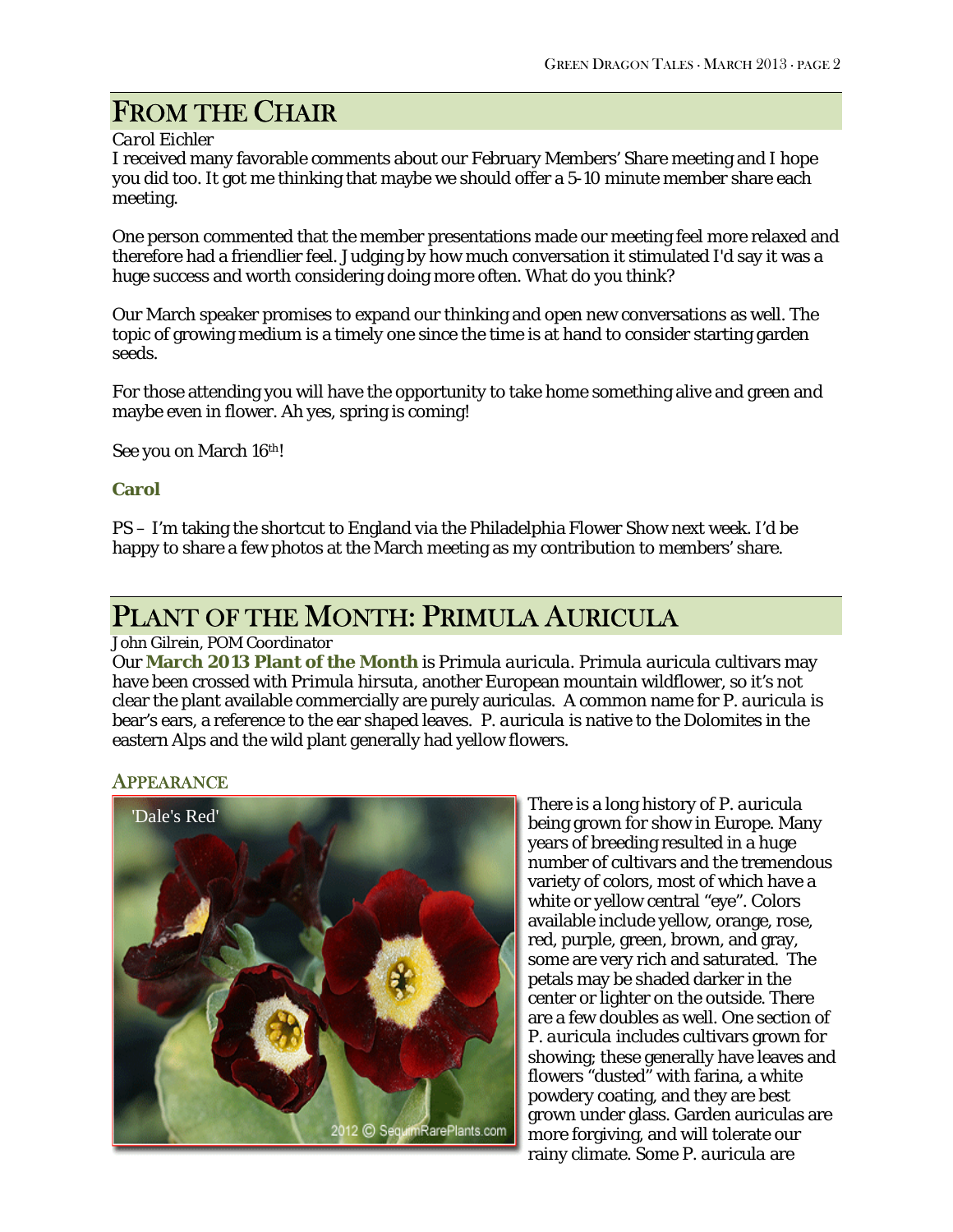## From the Chair

*Carol Eichler*

I received many favorable comments about our February Members' Share meeting and I hope you did too. It got me thinking that maybe we should offer a 5-10 minute member share each meeting.

One person commented that the member presentations made our meeting feel more relaxed and therefore had a friendlier feel. Judging by how much conversation it stimulated I'd say it was a huge success and worth considering doing more often. What do you think?

Our March speaker promises to expand our thinking and open new conversations as well. The topic of growing medium is a timely one since the time is at hand to consider starting garden seeds.

For those attending you will have the opportunity to take home something alive and green and maybe even in flower. Ah yes, spring is coming!

See you on March 16th!

**Carol**

PS – I'm taking the shortcut to England via the Philadelphia Flower Show next week. I'd be happy to share a few photos at the March meeting as my contribution to members' share.

## Plant of the Month: Primula Auricula

*John Gilrein, POM Coordinator*

Our **March 2013 Plant of the Month** is *Primula auricula*. *Primula auricula* cultivars may have been crossed with *Primula hirsuta*, another European mountain wildflower, so it's not clear the plant available commercially are purely auriculas. A common name for *P. auricula* is bear's ears, a reference to the ear shaped leaves. *P. auricula* is native to the Dolomites in the eastern Alps and the wild plant generally had yellow flowers.

### Appearance

'Dale's Red'

There is a long history of *P. auricula* being grown for show in Europe. Many years of breeding resulted in a huge number of cultivars and the tremendous variety of colors, most of which have a white or yellow central "eye". Colors available include yellow, orange, rose, red, purple, green, brown, and gray, some are very rich and saturated. The petals may be shaded darker in the center or lighter on the outside. There are a few doubles as well. One section of *P. auricula* includes cultivars grown for showing; these generally have leaves and flowers "dusted" with farina, a white powdery coating, and they are best grown under glass. Garden auriculas are more forgiving, and will tolerate our rainy climate. Some *P. auricula* are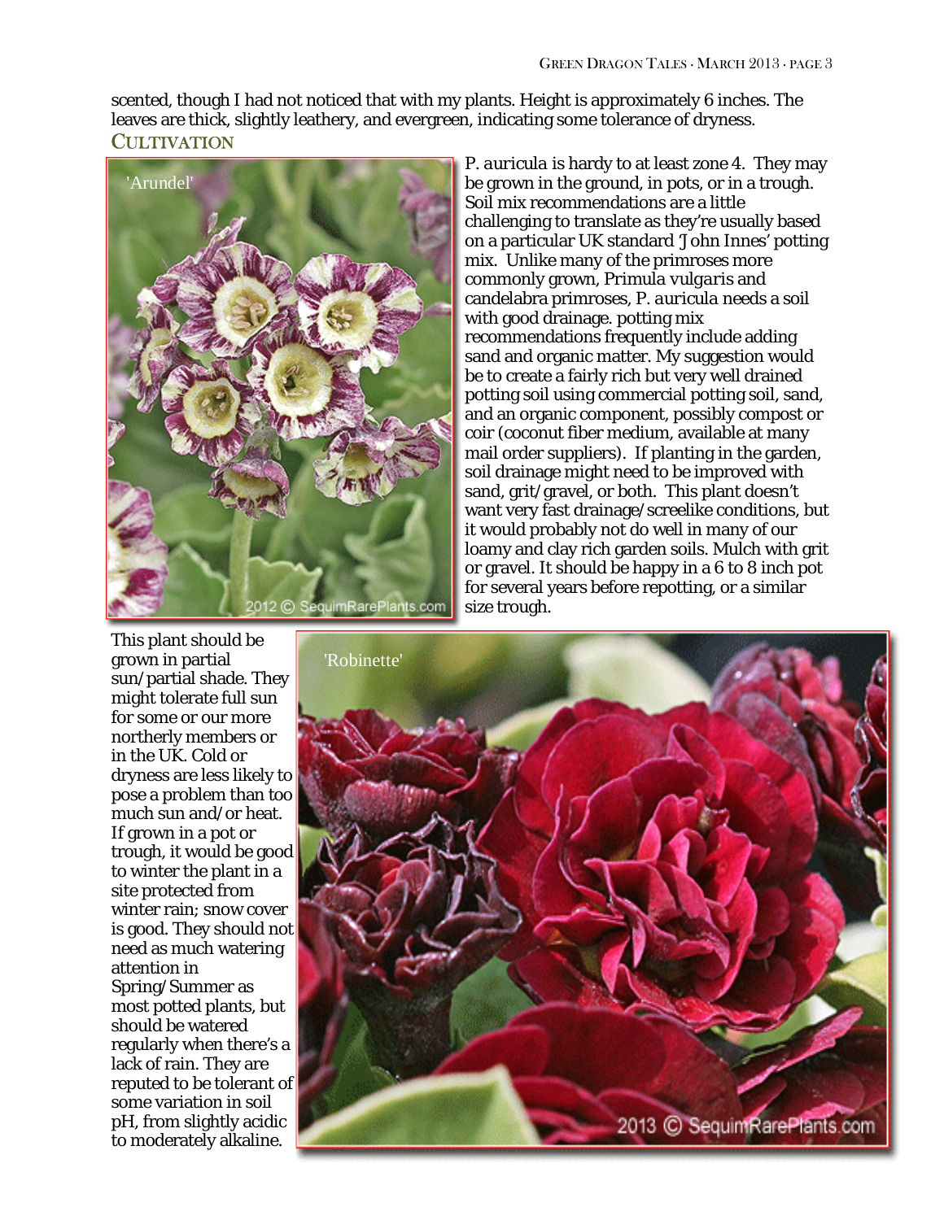scented, though I had not noticed that with my plants. Height is approximately 6 inches. The leaves are thick, slightly leathery, and evergreen, indicating some tolerance of dryness.

## Cultivation

'Arundel'

2012 © SequimRarePlants.com

*P. auricula* is hardy to at least zone 4. They may be grown in the ground, in pots, or in a trough. Soil mix recommendations are a little challenging to translate as they're usually based on a particular UK standard 'John Innes' potting mix. Unlike many of the primroses more commonly grown, *Primula vulgaris* and candelabra primroses, *P. auricula* needs a soil with good drainage. potting mix recommendations frequently include adding sand and organic matter. My suggestion would be to create a fairly rich but very well drained potting soil using commercial potting soil, sand, and an organic component, possibly compost or coir (coconut fiber medium, available at many mail order suppliers). If planting in the garden, soil drainage might need to be improved with sand, grit/gravel, or both. This plant doesn't want very fast drainage/screelike conditions, but it would probably not do well in many of our loamy and clay rich garden soils. Mulch with grit or gravel. It should be happy in a 6 to 8 inch pot for several years before repotting, or a similar size trough.

This plant should be grown in partial sun/partial shade. They might tolerate full sun for some or our more northerly members or in the UK. Cold or dryness are less likely to pose a problem than too much sun and/or heat. If grown in a pot or trough, it would be good to winter the plant in a site protected from winter rain; snow cover is good. They should not need as much watering attention in Spring/Summer as most potted plants, but should be watered regularly when there's a lack of rain. They are reputed to be tolerant of some variation in soil pH, from slightly acidic to moderately alkaline.

'Robinette'

2013 © SequimRarePlants.com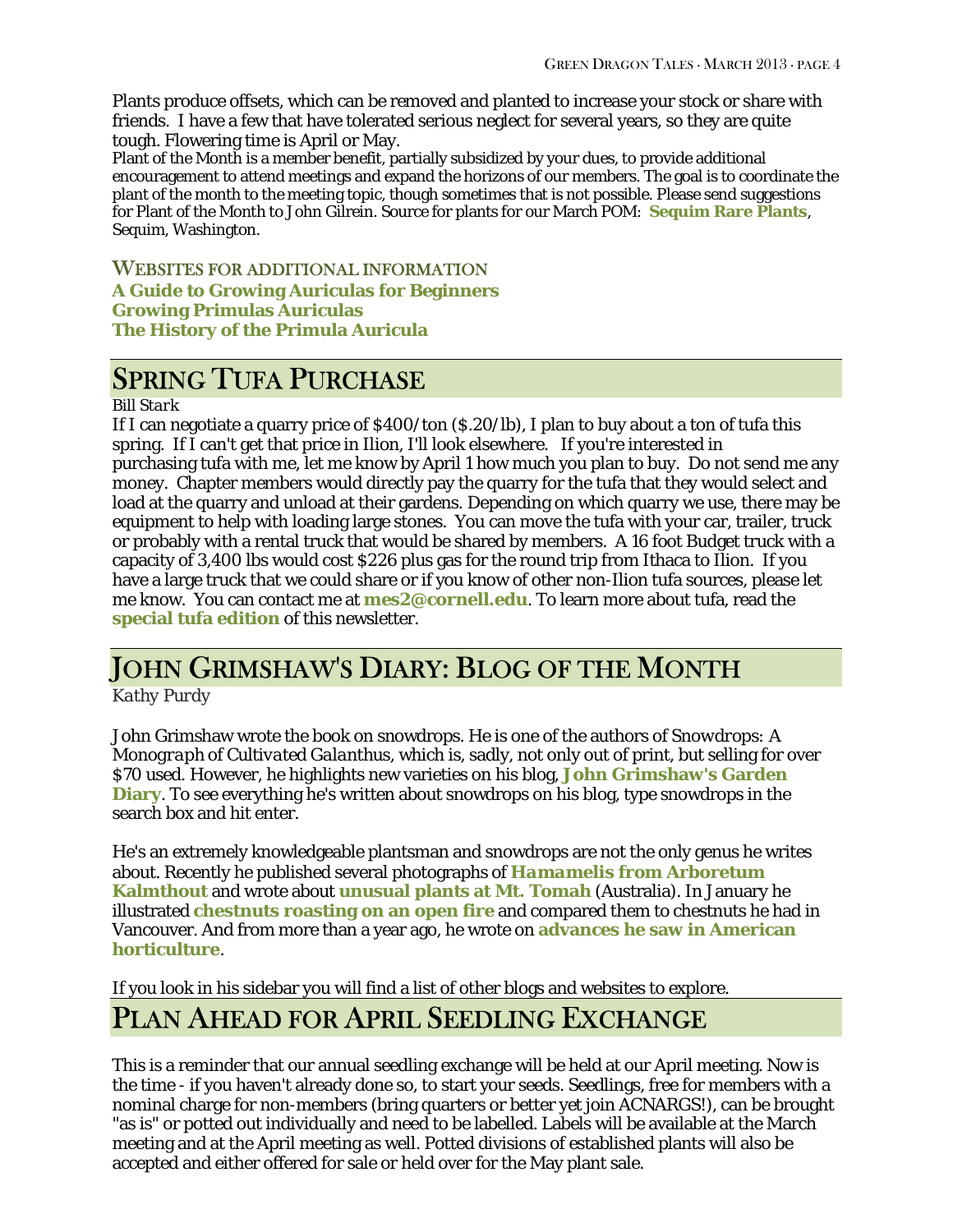Plants produce offsets, which can be removed and planted to increase your stock or share with friends. I have a few that have tolerated serious neglect for several years, so they are quite tough. Flowering time is April or May.

Plant of the Month is a member benefit, partially subsidized by your dues, to provide additional encouragement to attend meetings and expand the horizons of our members. The goal is to coordinate the plant of the month to the meeting topic, though sometimes that is not possible. Please send suggestions for Plant of the Month to John Gilrein. Source for plants for our March POM: **Sequim Rare Plants**, Sequim, Washington.

### Websites for additional information

**A Guide to Growing Auriculas for Beginners**
**Growing Primulas Auriculas**
**The History of the Primula Auricula**

## Spring Tufa Purchase

*Bill Stark*

If I can negotiate a quarry price of $400/ton ($.20/lb), I plan to buy about a ton of tufa this spring. If I can't get that price in Ilion, I'll look elsewhere. If you're interested in purchasing tufa with me, let me know by April 1 how much you plan to buy. Do not send me any money. Chapter members would directly pay the quarry for the tufa that they would select and load at the quarry and unload at their gardens. Depending on which quarry we use, there may be equipment to help with loading large stones. You can move the tufa with your car, trailer, truck or probably with a rental truck that would be shared by members. A 16 foot Budget truck with a capacity of 3,400 lbs would cost $226 plus gas for the round trip from Ithaca to Ilion. If you have a large truck that we could share or if you know of other non-Ilion tufa sources, please let me know. You can contact me at **mes2@cornell.edu**. To learn more about tufa, read the **special tufa edition** of this newsletter.

## John Grimshaw's Diary: Blog of the Month

*Kathy Purdy*

John Grimshaw wrote the book on snowdrops. He is one of the authors of *Snowdrops: A Monograph of Cultivated Galanthus*, which is, sadly, not only out of print, but selling for over $70 used. However, he highlights new varieties on his blog, **John Grimshaw's Garden Diary**. To see everything he's written about snowdrops on his blog, type snowdrops in the search box and hit enter.

He's an extremely knowledgeable plantsman and snowdrops are not the only genus he writes about. Recently he published several photographs of ***Hamamelis* from Arboretum Kalmthout** and wrote about **unusual plants at Mt. Tomah** (Australia). In January he illustrated **chestnuts roasting on an open fire** and compared them to chestnuts he had in Vancouver. And from more than a year ago, he wrote on **advances he saw in American horticulture**.

If you look in his sidebar you will find a list of other blogs and websites to explore.

## Plan Ahead for April Seedling Exchange

This is a reminder that our annual seedling exchange will be held at our April meeting. Now is the time - if you haven't already done so, to start your seeds. Seedlings, free for members with a nominal charge for non-members (bring quarters or better yet join ACNARGS!), can be brought "as is" or potted out individually and need to be labelled. Labels will be available at the March meeting and at the April meeting as well. Potted divisions of established plants will also be accepted and either offered for sale or held over for the May plant sale.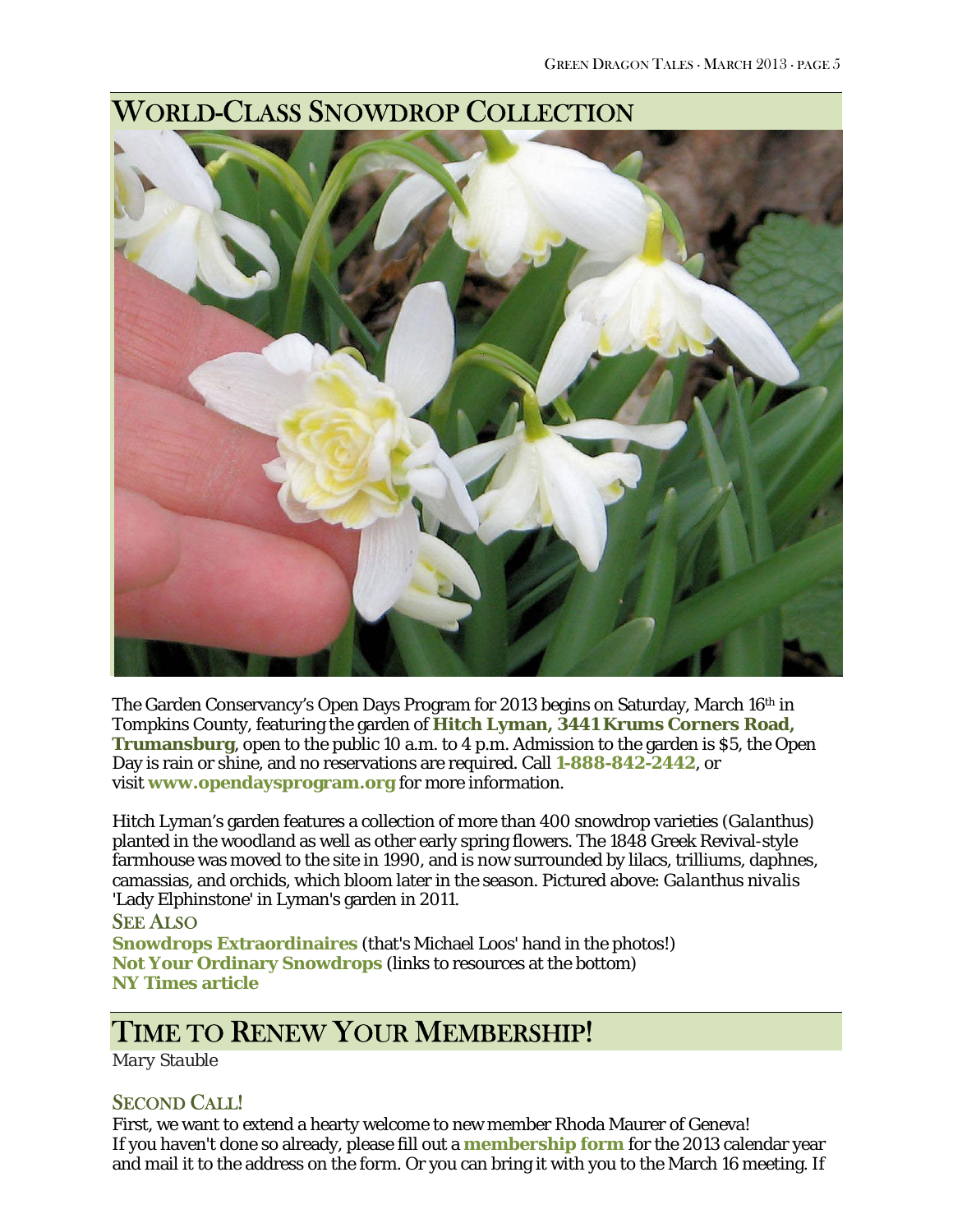## WORLD-CLASS SNOWDROP COLLECTION

The Garden Conservancy's Open Days Program for 2013 begins on Saturday, March 16th in Tompkins County, featuring the garden of **Hitch Lyman, 3441 Krums Corners Road, Trumansburg**, open to the public 10 a.m. to 4 p.m. Admission to the garden is $5, the Open Day is rain or shine, and no reservations are required. Call **1-888-842-2442**, or visit **www.opendaysprogram.org** for more information.

Hitch Lyman's garden features a collection of more than 400 snowdrop varieties (*Galanthus*) planted in the woodland as well as other early spring flowers. The 1848 Greek Revival-style farmhouse was moved to the site in 1990, and is now surrounded by lilacs, trilliums, daphnes, camassias, and orchids, which bloom later in the season. Pictured above: *Galanthus nivalis* 'Lady Elphinstone' in Lyman's garden in 2011.

### SEE ALSO

**Snowdrops Extraordinaires** (that's Michael Loos' hand in the photos!)
**Not Your Ordinary Snowdrops** (links to resources at the bottom)
**NY Times article**

## TIME TO RENEW YOUR MEMBERSHIP!

*Mary Stauble*

### SECOND CALL!

First, we want to extend a hearty welcome to new member Rhoda Maurer of Geneva!
If you haven't done so already, please fill out a **membership form** for the 2013 calendar year and mail it to the address on the form. Or you can bring it with you to the March 16 meeting. If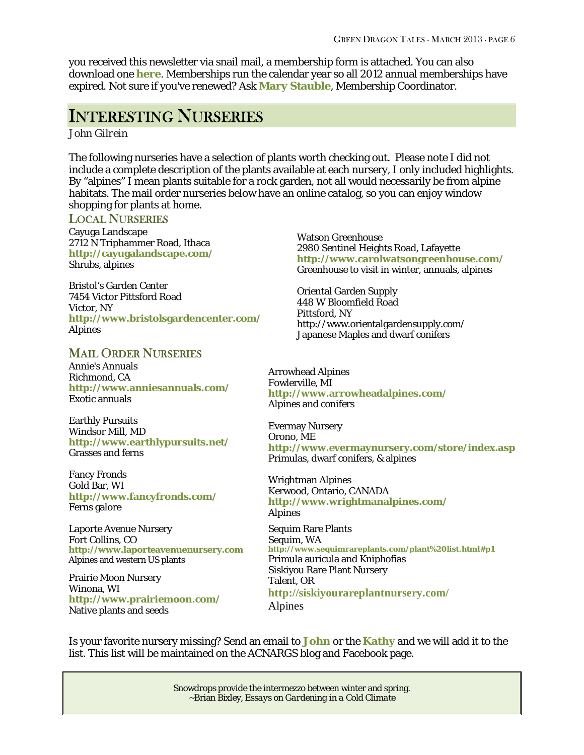you received this newsletter via snail mail, a membership form is attached. You can also download one **here**. Memberships run the calendar year so all 2012 annual memberships have expired. Not sure if you've renewed? Ask **Mary Stauble**, Membership Coordinator.

## Interesting Nurseries

*John Gilrein*

The following nurseries have a selection of plants worth checking out. Please note I did not include a complete description of the plants available at each nursery, I only included highlights. By "alpines" I mean plants suitable for a rock garden, not all would necessarily be from alpine habitats. The mail order nurseries below have an online catalog, so you can enjoy window shopping for plants at home.

### Local Nurseries

Cayuga Landscape
2712 N Triphammer Road, Ithaca
**http://cayugalandscape.com/**
Shrubs, alpines

Bristol's Garden Center
7454 Victor Pittsford Road
Victor, NY
**http://www.bristolsgardencenter.com/**
Alpines

Watson Greenhouse
2980 Sentinel Heights Road, Lafayette
**http://www.carolwatsongreenhouse.com/**
Greenhouse to visit in winter, annuals, alpines

Oriental Garden Supply
448 W Bloomfield Road
Pittsford, NY
http://www.orientalgardensupply.com/
Japanese Maples and dwarf conifers

### Mail Order Nurseries

Annie's Annuals
Richmond, CA
**http://www.anniesannuals.com/**
Exotic annuals

Earthly Pursuits
Windsor Mill, MD
**http://www.earthlypursuits.net/**
Grasses and ferns

Fancy Fronds
Gold Bar, WI
**http://www.fancyfronds.com/**
Ferns galore

Laporte Avenue Nursery
Fort Collins, CO
**http://www.laporteavenuenursery.com**
Alpines and western US plants

Prairie Moon Nursery
Winona, WI
**http://www.prairiemoon.com/**
Native plants and seeds

Arrowhead Alpines
Fowlerville, MI
**http://www.arrowheadalpines.com/**
Alpines and conifers

Evermay Nursery
Orono, ME
**http://www.evermaynursery.com/store/index.asp**
Primulas, dwarf conifers, & alpines

Wrightman Alpines
Kerwood, Ontario, CANADA
**http://www.wrightmanalpines.com/**
Alpines

Sequim Rare Plants
Sequim, WA
**http://www.sequimrareplants.com/plant%20list.html#p1**
Primula auricula and Kniphofias

Siskiyou Rare Plant Nursery
Talent, OR
**http://siskiyourareplantnursery.com/**
Alpines

Is your favorite nursery missing? Send an email to **John** or the **Kathy** and we will add it to the list. This list will be maintained on the ACNARGS blog and Facebook page.

> Snowdrops provide the intermezzo between winter and spring.
> ~Brian Bixley, *Essays on Gardening in a Cold Climate*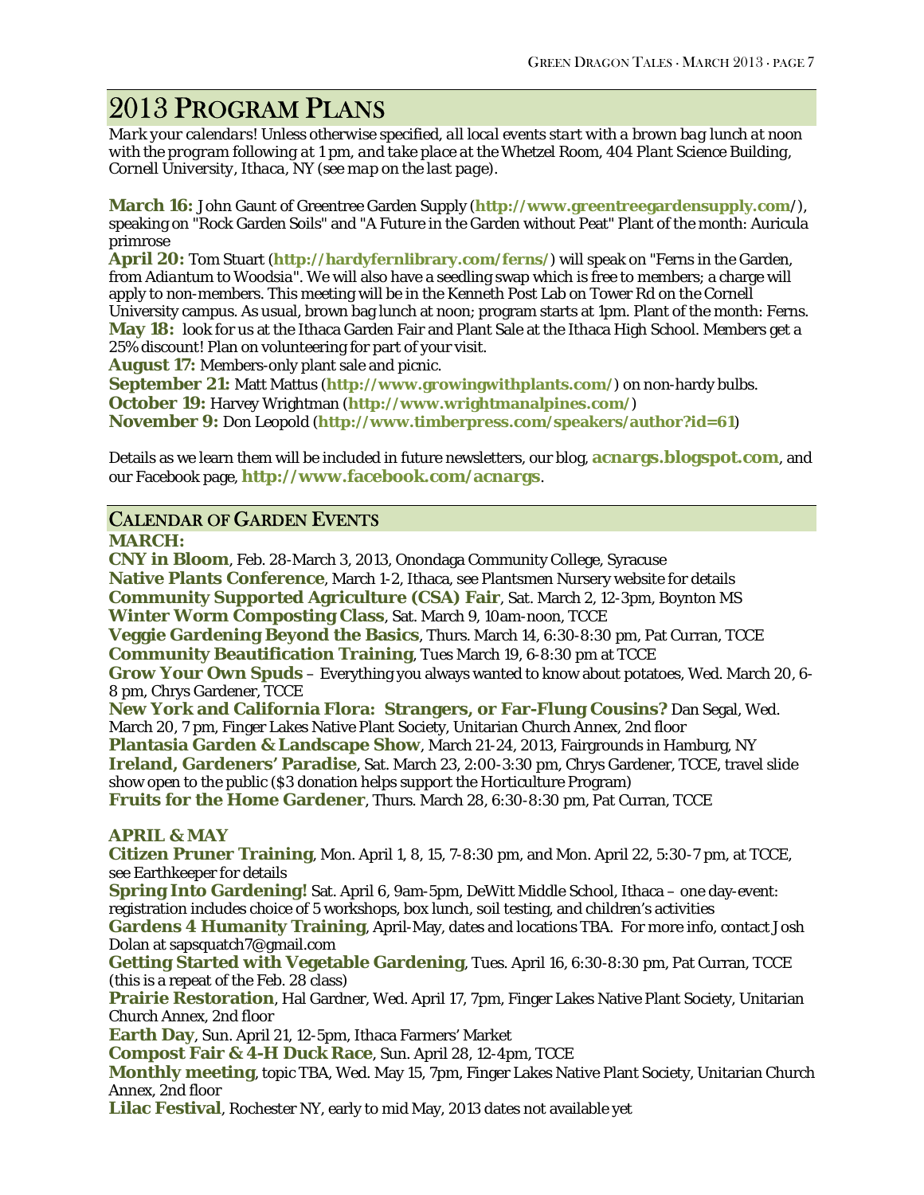# 2013 Program Plans

*Mark your calendars! Unless otherwise specified, all local events start with a brown bag lunch at noon with the program following at 1 pm, and take place at the Whetzel Room, 404 Plant Science Building, Cornell University, Ithaca, NY (see map on the last page).*

**March 16:** John Gaunt of Greentree Garden Supply (**http://www.greentreegardensupply.com/**), speaking on "Rock Garden Soils" and "A Future in the Garden without Peat" Plant of the month: Auricula primrose

**April 20:** Tom Stuart (**http://hardyfernlibrary.com/ferns/**) will speak on "Ferns in the Garden, from *Adiantum* to *Woodsia*". We will also have a seedling swap which is free to members; a charge will apply to non-members. This meeting will be in the Kenneth Post Lab on Tower Rd on the Cornell University campus. As usual, brown bag lunch at noon; program starts at 1pm. Plant of the month: Ferns.

**May 18:** look for us at the Ithaca Garden Fair and Plant Sale at the Ithaca High School. Members get a 25% discount! Plan on volunteering for part of your visit.

**August 17:** Members-only plant sale and picnic.

**September 21:** Matt Mattus (**http://www.growingwithplants.com/**) on non-hardy bulbs.

**October 19:** Harvey Wrightman (**http://www.wrightmanalpines.com/**)

**November 9:** Don Leopold (**http://www.timberpress.com/speakers/author?id=61**)

Details as we learn them will be included in future newsletters, our blog, **acnargs.blogspot.com**, and our Facebook page, **http://www.facebook.com/acnargs**.

## Calendar of Garden Events

### MARCH:

**CNY in Bloom**, Feb. 28-March 3, 2013, Onondaga Community College, Syracuse

**Native Plants Conference**, March 1-2, Ithaca, see Plantsmen Nursery website for details

**Community Supported Agriculture (CSA) Fair**, Sat. March 2, 12-3pm, Boynton MS

**Winter Worm Composting Class**, Sat. March 9, 10am-noon, TCCE

**Veggie Gardening Beyond the Basics**, Thurs. March 14, 6:30-8:30 pm, Pat Curran, TCCE

**Community Beautification Training**, Tues March 19, 6-8:30 pm at TCCE

**Grow Your Own Spuds** – Everything you always wanted to know about potatoes, Wed. March 20, 6-8 pm, Chrys Gardener, TCCE

**New York and California Flora: Strangers, or Far-Flung Cousins?** Dan Segal, Wed. March 20, 7 pm, Finger Lakes Native Plant Society, Unitarian Church Annex, 2nd floor

**Plantasia Garden & Landscape Show**, March 21-24, 2013, Fairgrounds in Hamburg, NY

**Ireland, Gardeners' Paradise**, Sat. March 23, 2:00-3:30 pm, Chrys Gardener, TCCE, travel slide show open to the public ($3 donation helps support the Horticulture Program)

**Fruits for the Home Gardener**, Thurs. March 28, 6:30-8:30 pm, Pat Curran, TCCE

### APRIL & MAY

**Citizen Pruner Training**, Mon. April 1, 8, 15, 7-8:30 pm, and Mon. April 22, 5:30-7 pm, at TCCE, see Earthkeeper for details

**Spring Into Gardening!** Sat. April 6, 9am-5pm, DeWitt Middle School, Ithaca – one day-event: registration includes choice of 5 workshops, box lunch, soil testing, and children's activities

**Gardens 4 Humanity Training**, April-May, dates and locations TBA. For more info, contact Josh Dolan at sapsquatch7@gmail.com

**Getting Started with Vegetable Gardening**, Tues. April 16, 6:30-8:30 pm, Pat Curran, TCCE (this is a repeat of the Feb. 28 class)

**Prairie Restoration**, Hal Gardner, Wed. April 17, 7pm, Finger Lakes Native Plant Society, Unitarian Church Annex, 2nd floor

**Earth Day**, Sun. April 21, 12-5pm, Ithaca Farmers' Market

**Compost Fair & 4-H Duck Race**, Sun. April 28, 12-4pm, TCCE

**Monthly meeting**, topic TBA, Wed. May 15, 7pm, Finger Lakes Native Plant Society, Unitarian Church Annex, 2nd floor

**Lilac Festival**, Rochester NY, early to mid May, 2013 dates not available yet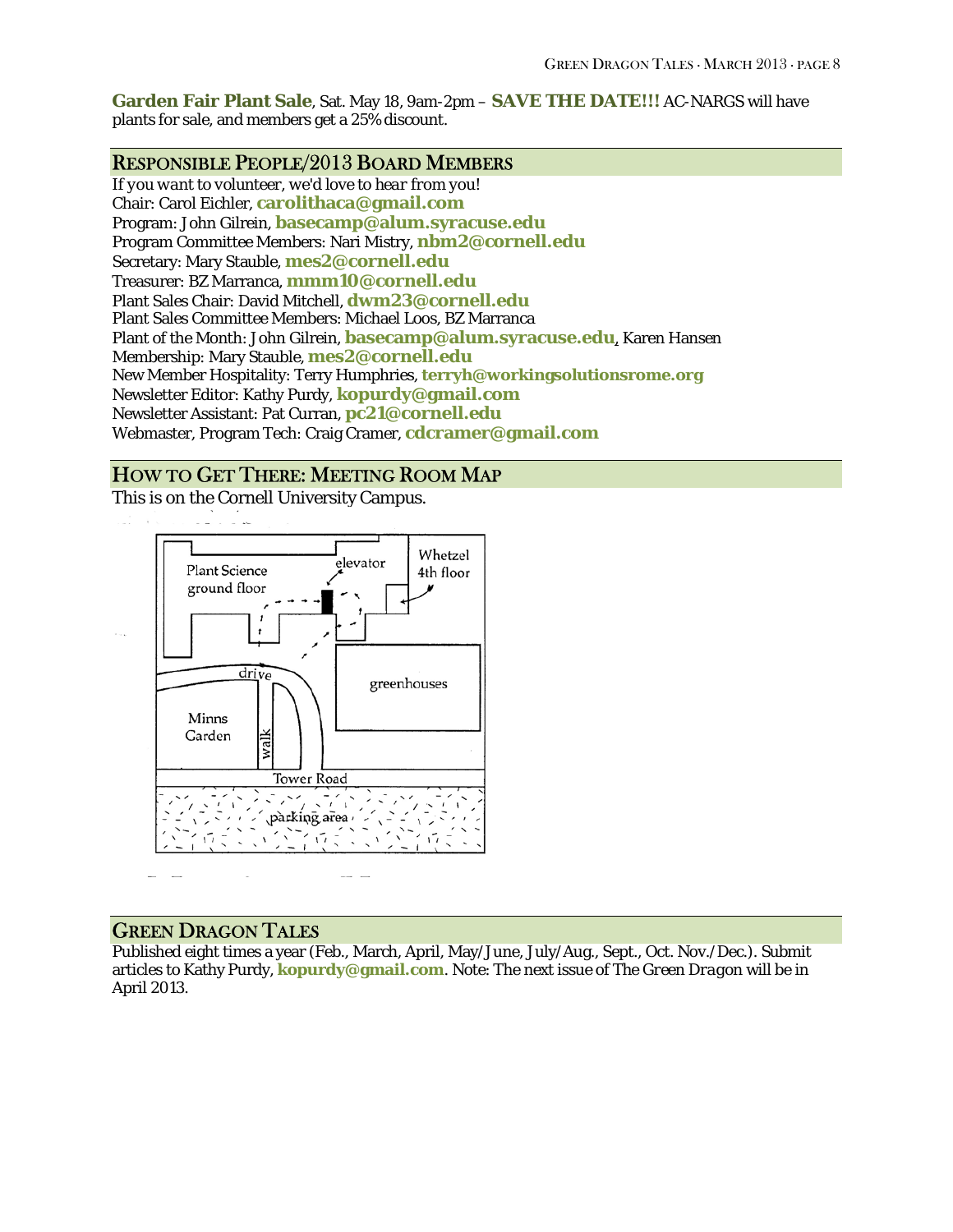**Garden Fair Plant Sale**, Sat. May 18, 9am-2pm – **SAVE THE DATE!!!** AC-NARGS will have plants for sale, and members get a 25% discount.

## Responsible People/2013 Board Members

If you want to volunteer, we'd love to hear from you!
Chair: Carol Eichler, **carolithaca@gmail.com**
Program: John Gilrein, **basecamp@alum.syracuse.edu**
Program Committee Members: Nari Mistry, **nbm2@cornell.edu**
Secretary: Mary Stauble, **mes2@cornell.edu**
Treasurer: BZ Marranca, **mmm10@cornell.edu**
Plant Sales Chair: David Mitchell, **dwm23@cornell.edu**
Plant Sales Committee Members: Michael Loos, BZ Marranca
Plant of the Month: John Gilrein, **basecamp@alum.syracuse.edu**, Karen Hansen
Membership: Mary Stauble, **mes2@cornell.edu**
New Member Hospitality: Terry Humphries, **terryh@workingsolutionsrome.org**
Newsletter Editor: Kathy Purdy, **kopurdy@gmail.com**
Newsletter Assistant: Pat Curran, **pc21@cornell.edu**
Webmaster, Program Tech: Craig Cramer, **cdcramer@gmail.com**

## How to Get There: Meeting Room Map

This is on the Cornell University Campus.

Plant Science ground floor
elevator
Whetzel 4th floor
drive
greenhouses
Minns Garden
walk
Tower Road
parking area

## Green Dragon Tales

Published eight times a year (Feb., March, April, May/June, July/Aug., Sept., Oct. Nov./Dec.). Submit articles to Kathy Purdy, **kopurdy@gmail.com**. Note: The next issue of *The Green Dragon* will be in April 2013.